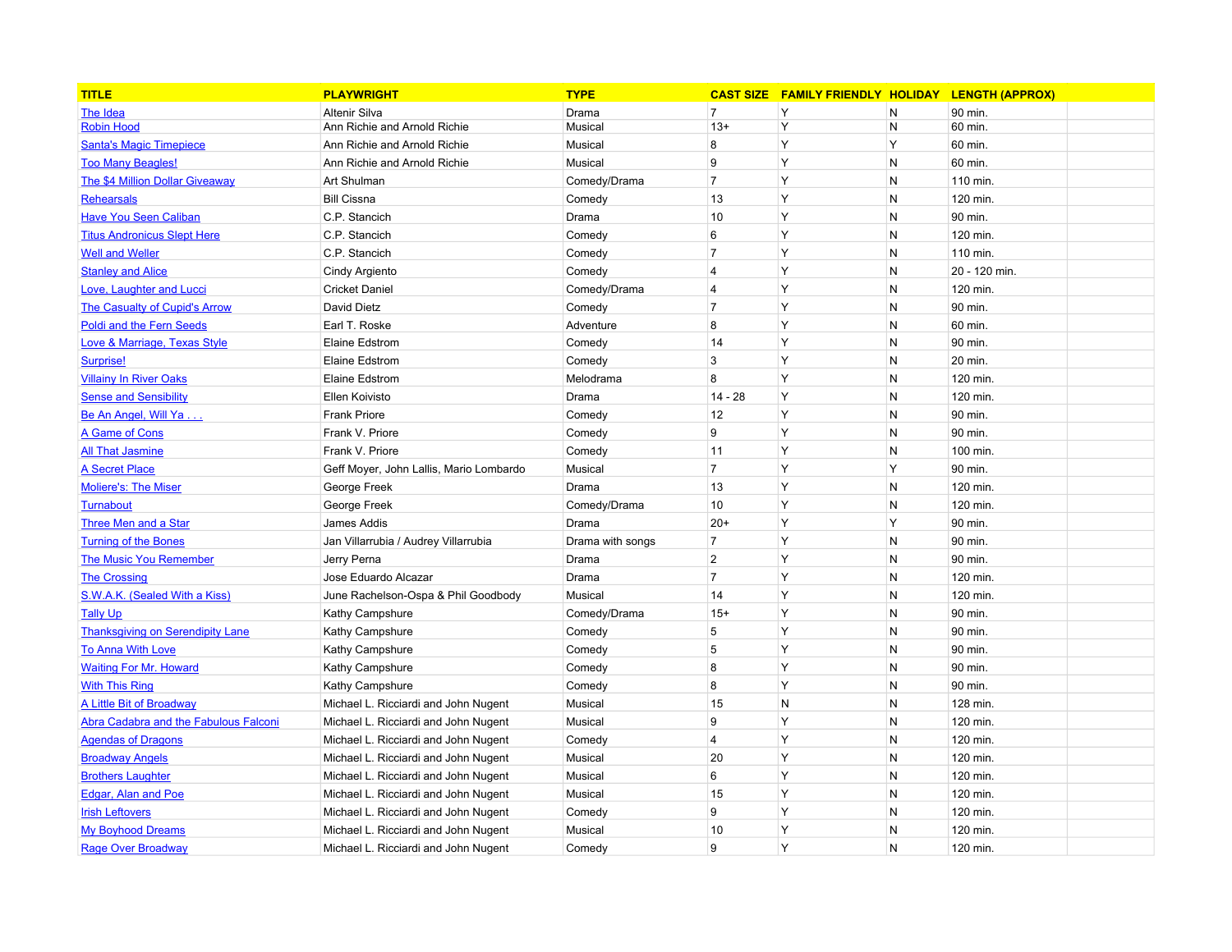| TITLE | PLAYWRIGHT | TYPE | CAST SIZE | FAMILY FRIENDLY | HOLIDAY | LENGTH (APPROX) |
|---|---|---|---|---|---|---|
| The Idea | Altenir Silva | Drama | 7 | Y | N | 90 min. |
| Robin Hood | Ann Richie and Arnold Richie | Musical | 13+ | Y | N | 60 min. |
| Santa's Magic Timepiece | Ann Richie and Arnold Richie | Musical | 8 | Y | Y | 60 min. |
| Too Many Beagles! | Ann Richie and Arnold Richie | Musical | 9 | Y | N | 60 min. |
| The $4 Million Dollar Giveaway | Art Shulman | Comedy/Drama | 7 | Y | N | 110 min. |
| Rehearsals | Bill Cissna | Comedy | 13 | Y | N | 120 min. |
| Have You Seen Caliban | C.P. Stancich | Drama | 10 | Y | N | 90 min. |
| Titus Andronicus Slept Here | C.P. Stancich | Comedy | 6 | Y | N | 120 min. |
| Well and Weller | C.P. Stancich | Comedy | 7 | Y | N | 110 min. |
| Stanley and Alice | Cindy Argiento | Comedy | 4 | Y | N | 20 - 120 min. |
| Love, Laughter and Lucci | Cricket Daniel | Comedy/Drama | 4 | Y | N | 120 min. |
| The Casualty of Cupid's Arrow | David Dietz | Comedy | 7 | Y | N | 90 min. |
| Poldi and the Fern Seeds | Earl T. Roske | Adventure | 8 | Y | N | 60 min. |
| Love & Marriage, Texas Style | Elaine Edstrom | Comedy | 14 | Y | N | 90 min. |
| Surprise! | Elaine Edstrom | Comedy | 3 | Y | N | 20 min. |
| Villainy In River Oaks | Elaine Edstrom | Melodrama | 8 | Y | N | 120 min. |
| Sense and Sensibility | Ellen Koivisto | Drama | 14 - 28 | Y | N | 120 min. |
| Be An Angel, Will Ya . . . | Frank Priore | Comedy | 12 | Y | N | 90 min. |
| A Game of Cons | Frank V. Priore | Comedy | 9 | Y | N | 90 min. |
| All That Jasmine | Frank V. Priore | Comedy | 11 | Y | N | 100 min. |
| A Secret Place | Geff Moyer, John Lallis, Mario Lombardo | Musical | 7 | Y | Y | 90 min. |
| Moliere's: The Miser | George Freek | Drama | 13 | Y | N | 120 min. |
| Turnabout | George Freek | Comedy/Drama | 10 | Y | N | 120 min. |
| Three Men and a Star | James Addis | Drama | 20+ | Y | Y | 90 min. |
| Turning of the Bones | Jan Villarrubia / Audrey Villarrubia | Drama with songs | 7 | Y | N | 90 min. |
| The Music You Remember | Jerry Perna | Drama | 2 | Y | N | 90 min. |
| The Crossing | Jose Eduardo Alcazar | Drama | 7 | Y | N | 120 min. |
| S.W.A.K. (Sealed With a Kiss) | June Rachelson-Ospa & Phil Goodbody | Musical | 14 | Y | N | 120 min. |
| Tally Up | Kathy Campshure | Comedy/Drama | 15+ | Y | N | 90 min. |
| Thanksgiving on Serendipity Lane | Kathy Campshure | Comedy | 5 | Y | N | 90 min. |
| To Anna With Love | Kathy Campshure | Comedy | 5 | Y | N | 90 min. |
| Waiting For Mr. Howard | Kathy Campshure | Comedy | 8 | Y | N | 90 min. |
| With This Ring | Kathy Campshure | Comedy | 8 | Y | N | 90 min. |
| A Little Bit of Broadway | Michael L. Ricciardi and John Nugent | Musical | 15 | N | N | 128 min. |
| Abra Cadabra and the Fabulous Falconi | Michael L. Ricciardi and John Nugent | Musical | 9 | Y | N | 120 min. |
| Agendas of Dragons | Michael L. Ricciardi and John Nugent | Comedy | 4 | Y | N | 120 min. |
| Broadway Angels | Michael L. Ricciardi and John Nugent | Musical | 20 | Y | N | 120 min. |
| Brothers Laughter | Michael L. Ricciardi and John Nugent | Musical | 6 | Y | N | 120 min. |
| Edgar, Alan and Poe | Michael L. Ricciardi and John Nugent | Musical | 15 | Y | N | 120 min. |
| Irish Leftovers | Michael L. Ricciardi and John Nugent | Comedy | 9 | Y | N | 120 min. |
| My Boyhood Dreams | Michael L. Ricciardi and John Nugent | Musical | 10 | Y | N | 120 min. |
| Rage Over Broadway | Michael L. Ricciardi and John Nugent | Comedy | 9 | Y | N | 120 min. |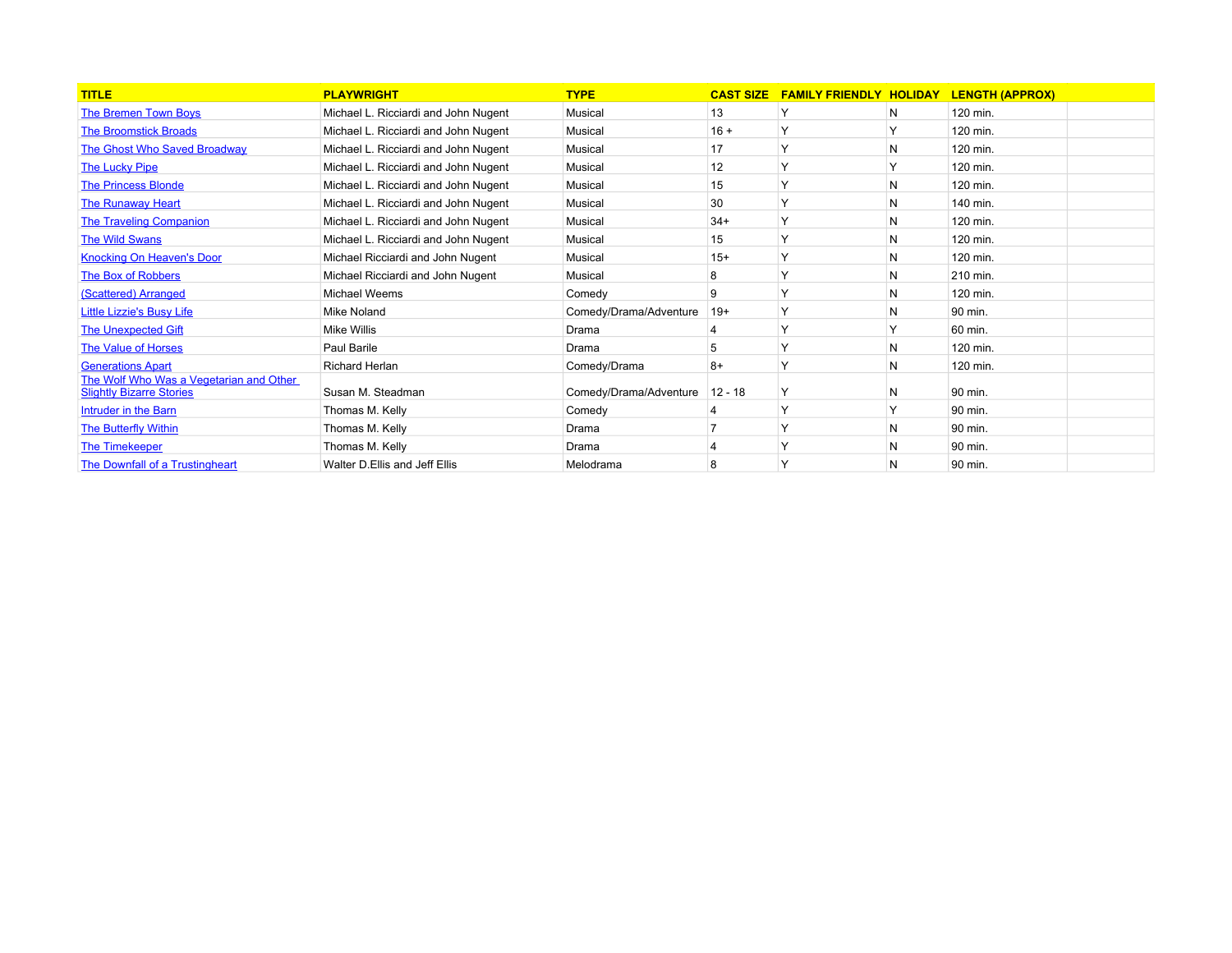| TITLE | PLAYWRIGHT | TYPE | CAST SIZE | FAMILY FRIENDLY | HOLIDAY | LENGTH (APPROX) |
|---|---|---|---|---|---|---|
| The Bremen Town Boys | Michael L. Ricciardi and John Nugent | Musical | 13 | Y | N | 120 min. |
| The Broomstick Broads | Michael L. Ricciardi and John Nugent | Musical | 16 + | Y | Y | 120 min. |
| The Ghost Who Saved Broadway | Michael L. Ricciardi and John Nugent | Musical | 17 | Y | N | 120 min. |
| The Lucky Pipe | Michael L. Ricciardi and John Nugent | Musical | 12 | Y | Y | 120 min. |
| The Princess Blonde | Michael L. Ricciardi and John Nugent | Musical | 15 | Y | N | 120 min. |
| The Runaway Heart | Michael L. Ricciardi and John Nugent | Musical | 30 | Y | N | 140 min. |
| The Traveling Companion | Michael L. Ricciardi and John Nugent | Musical | 34+ | Y | N | 120 min. |
| The Wild Swans | Michael L. Ricciardi and John Nugent | Musical | 15 | Y | N | 120 min. |
| Knocking On Heaven's Door | Michael Ricciardi and John Nugent | Musical | 15+ | Y | N | 120 min. |
| The Box of Robbers | Michael Ricciardi and John Nugent | Musical | 8 | Y | N | 210 min. |
| (Scattered) Arranged | Michael Weems | Comedy | 9 | Y | N | 120 min. |
| Little Lizzie's Busy Life | Mike Noland | Comedy/Drama/Adventure | 19+ | Y | N | 90 min. |
| The Unexpected Gift | Mike Willis | Drama | 4 | Y | Y | 60 min. |
| The Value of Horses | Paul Barile | Drama | 5 | Y | N | 120 min. |
| Generations Apart | Richard Herlan | Comedy/Drama | 8+ | Y | N | 120 min. |
| The Wolf Who Was a Vegetarian and Other Slightly Bizarre Stories | Susan M. Steadman | Comedy/Drama/Adventure | 12 - 18 | Y | N | 90 min. |
| Intruder in the Barn | Thomas M. Kelly | Comedy | 4 | Y | Y | 90 min. |
| The Butterfly Within | Thomas M. Kelly | Drama | 7 | Y | N | 90 min. |
| The Timekeeper | Thomas M. Kelly | Drama | 4 | Y | N | 90 min. |
| The Downfall of a Trustingheart | Walter D.Ellis and Jeff Ellis | Melodrama | 8 | Y | N | 90 min. |